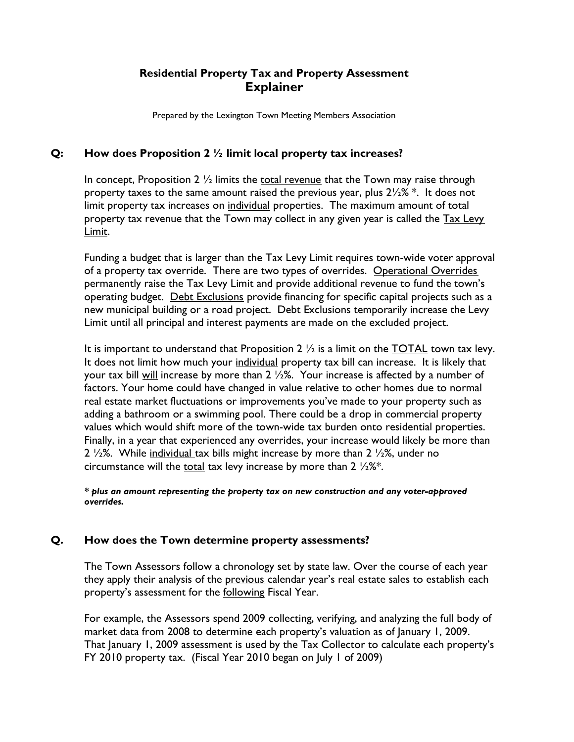# Residential Property Tax and Property Assessment
## Explainer

Prepared by the Lexington Town Meeting Members Association

### Q: How does Proposition 2 ½ limit local property tax increases?

In concept, Proposition 2 ½ limits the total revenue that the Town may raise through property taxes to the same amount raised the previous year, plus 2½% *. It does not limit property tax increases on individual properties. The maximum amount of total property tax revenue that the Town may collect in any given year is called the Tax Levy Limit.

Funding a budget that is larger than the Tax Levy Limit requires town-wide voter approval of a property tax override. There are two types of overrides. Operational Overrides permanently raise the Tax Levy Limit and provide additional revenue to fund the town's operating budget. Debt Exclusions provide financing for specific capital projects such as a new municipal building or a road project. Debt Exclusions temporarily increase the Levy Limit until all principal and interest payments are made on the excluded project.

It is important to understand that Proposition 2 ½ is a limit on the TOTAL town tax levy. It does not limit how much your individual property tax bill can increase. It is likely that your tax bill will increase by more than 2 ½%. Your increase is affected by a number of factors. Your home could have changed in value relative to other homes due to normal real estate market fluctuations or improvements you've made to your property such as adding a bathroom or a swimming pool. There could be a drop in commercial property values which would shift more of the town-wide tax burden onto residential properties. Finally, in a year that experienced any overrides, your increase would likely be more than 2 ½%. While individual tax bills might increase by more than 2 ½%, under no circumstance will the total tax levy increase by more than 2 ½%*.

***** ***plus an amount representing the property tax on new construction and any voter-approved overrides.***

### Q. How does the Town determine property assessments?

The Town Assessors follow a chronology set by state law. Over the course of each year they apply their analysis of the previous calendar year's real estate sales to establish each property's assessment for the following Fiscal Year.

For example, the Assessors spend 2009 collecting, verifying, and analyzing the full body of market data from 2008 to determine each property's valuation as of January 1, 2009. That January 1, 2009 assessment is used by the Tax Collector to calculate each property's FY 2010 property tax. (Fiscal Year 2010 began on July 1 of 2009)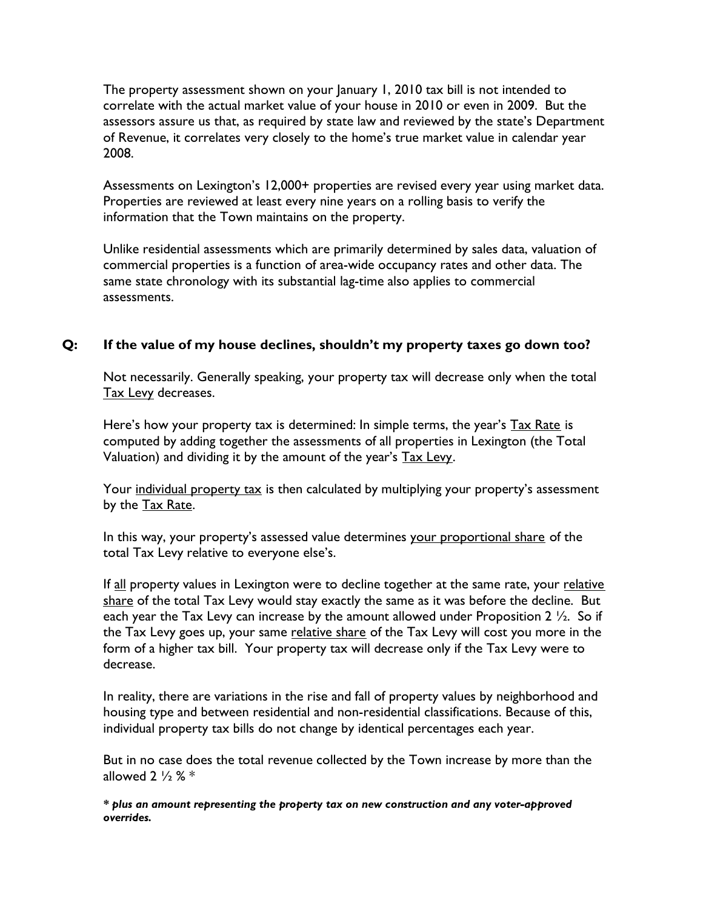The property assessment shown on your January 1, 2010 tax bill is not intended to correlate with the actual market value of your house in 2010 or even in 2009. But the assessors assure us that, as required by state law and reviewed by the state's Department of Revenue, it correlates very closely to the home's true market value in calendar year 2008.

Assessments on Lexington's 12,000+ properties are revised every year using market data. Properties are reviewed at least every nine years on a rolling basis to verify the information that the Town maintains on the property.

Unlike residential assessments which are primarily determined by sales data, valuation of commercial properties is a function of area-wide occupancy rates and other data. The same state chronology with its substantial lag-time also applies to commercial assessments.

**Q: If the value of my house declines, shouldn't my property taxes go down too?**

Not necessarily. Generally speaking, your property tax will decrease only when the total <u>Tax Levy</u> decreases.

Here's how your property tax is determined: In simple terms, the year's <u>Tax Rate</u> is computed by adding together the assessments of all properties in Lexington (the Total Valuation) and dividing it by the amount of the year's <u>Tax Levy</u>.

Your <u>individual property tax</u> is then calculated by multiplying your property's assessment by the <u>Tax Rate</u>.

In this way, your property's assessed value determines <u>your proportional share</u> of the total Tax Levy relative to everyone else's.

If <u>all</u> property values in Lexington were to decline together at the same rate, your <u>relative share</u> of the total Tax Levy would stay exactly the same as it was before the decline. But each year the Tax Levy can increase by the amount allowed under Proposition 2 ½. So if the Tax Levy goes up, your same <u>relative share</u> of the Tax Levy will cost you more in the form of a higher tax bill. Your property tax will decrease only if the Tax Levy were to decrease.

In reality, there are variations in the rise and fall of property values by neighborhood and housing type and between residential and non-residential classifications. Because of this, individual property tax bills do not change by identical percentages each year.

But in no case does the total revenue collected by the Town increase by more than the allowed 2 ½ % *

***\* plus an amount representing the property tax on new construction and any voter-approved overrides.***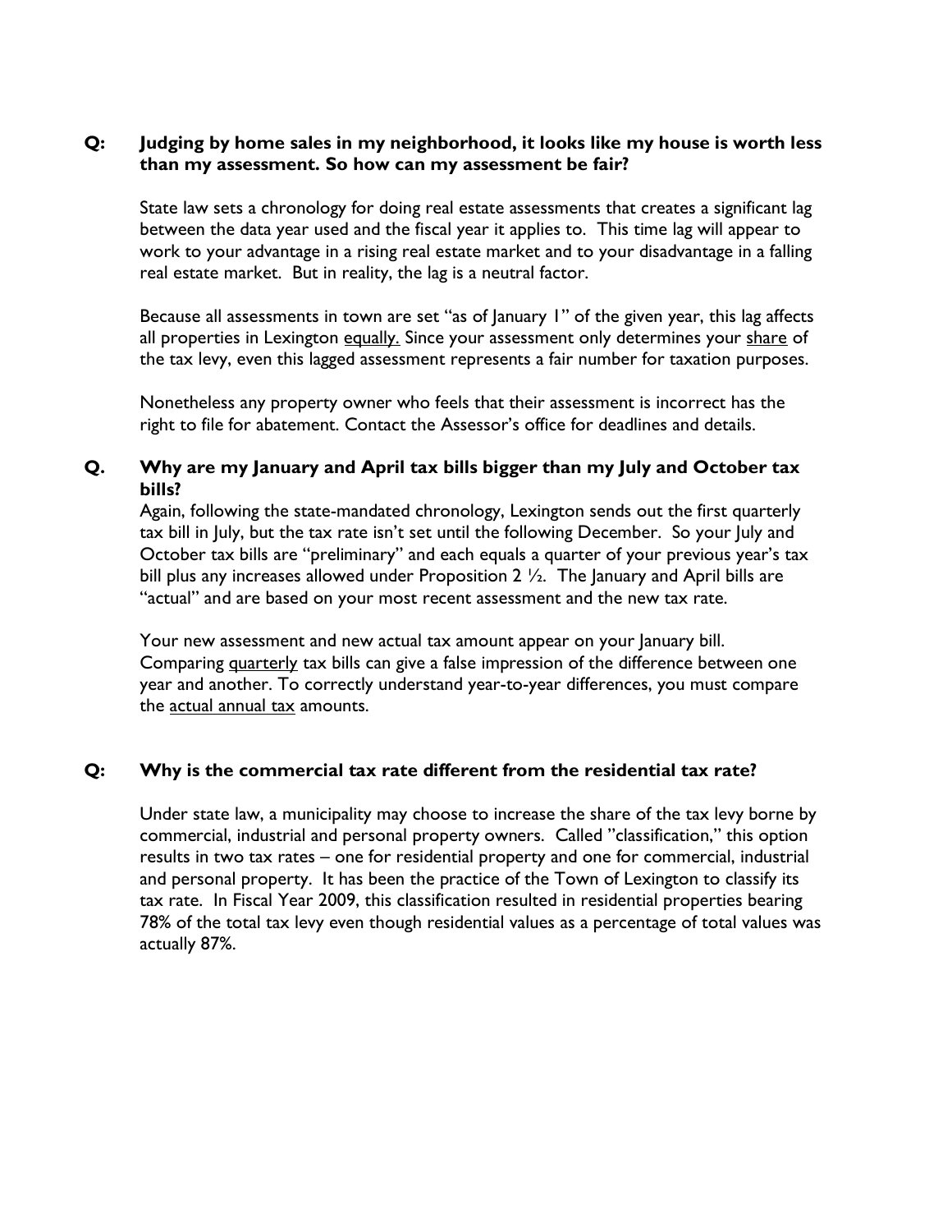**Q: Judging by home sales in my neighborhood, it looks like my house is worth less than my assessment. So how can my assessment be fair?**

State law sets a chronology for doing real estate assessments that creates a significant lag between the data year used and the fiscal year it applies to. This time lag will appear to work to your advantage in a rising real estate market and to your disadvantage in a falling real estate market. But in reality, the lag is a neutral factor.

Because all assessments in town are set "as of January 1" of the given year, this lag affects all properties in Lexington equally. Since your assessment only determines your share of the tax levy, even this lagged assessment represents a fair number for taxation purposes.

Nonetheless any property owner who feels that their assessment is incorrect has the right to file for abatement. Contact the Assessor's office for deadlines and details.

**Q. Why are my January and April tax bills bigger than my July and October tax bills?**

Again, following the state-mandated chronology, Lexington sends out the first quarterly tax bill in July, but the tax rate isn't set until the following December. So your July and October tax bills are "preliminary" and each equals a quarter of your previous year's tax bill plus any increases allowed under Proposition 2 ½. The January and April bills are "actual" and are based on your most recent assessment and the new tax rate.

Your new assessment and new actual tax amount appear on your January bill. Comparing quarterly tax bills can give a false impression of the difference between one year and another. To correctly understand year-to-year differences, you must compare the actual annual tax amounts.

**Q: Why is the commercial tax rate different from the residential tax rate?**

Under state law, a municipality may choose to increase the share of the tax levy borne by commercial, industrial and personal property owners. Called "classification," this option results in two tax rates – one for residential property and one for commercial, industrial and personal property. It has been the practice of the Town of Lexington to classify its tax rate. In Fiscal Year 2009, this classification resulted in residential properties bearing 78% of the total tax levy even though residential values as a percentage of total values was actually 87%.